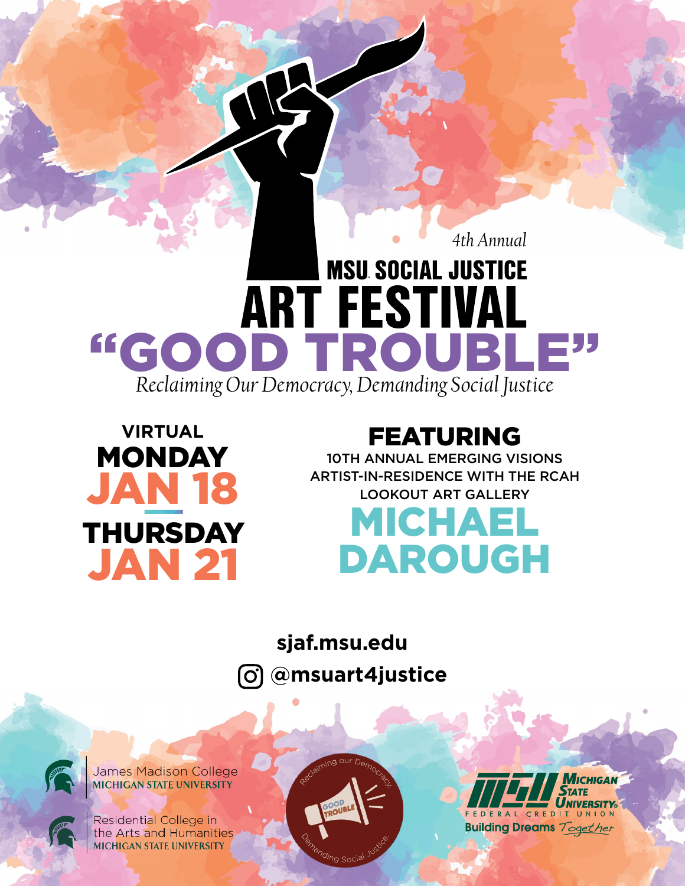4th Annual

# MSU SOCIAL JUSTICE ART FESTIVAL

# "GOOD TROUBLE"

*Reclaiming Our Democracy, Demanding Social Justice*

**VIRTUAL**

**MONDAY JAN 18**

**THURSDAY JAN 21**

## FEATURING

10TH ANNUAL EMERGING VISIONS ARTIST-IN-RESIDENCE WITH THE RCAH LOOKOUT ART GALLERY

## MICHAEL DAROUGH

**sjaf.msu.edu**

**@msuart4justice**

James Madison College
MICHIGAN STATE UNIVERSITY

Residential College in the Arts and Humanities
MICHIGAN STATE UNIVERSITY

Reclaiming our Democracy, GOOD TROUBLE, Demanding Social Justice.

MSU Michigan State University Federal Credit Union
Building Dreams Together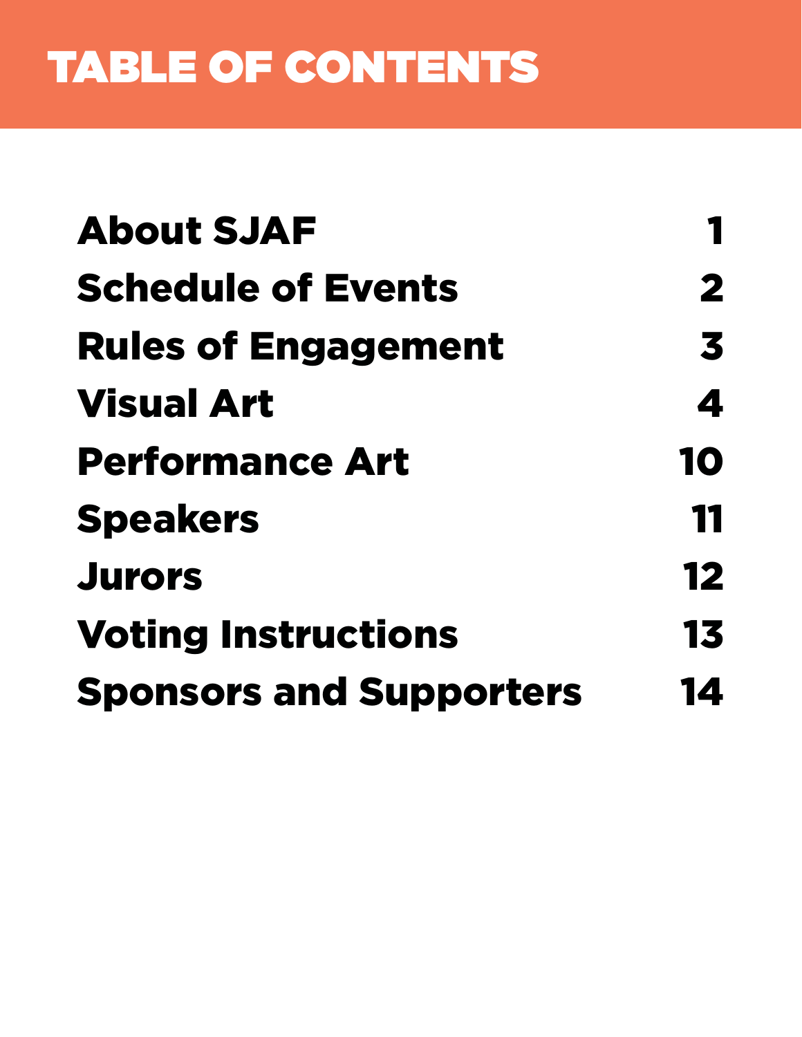# TABLE OF CONTENTS

| | |
|---|---|
| **About SJAF** | **1** |
| **Schedule of Events** | **2** |
| **Rules of Engagement** | **3** |
| **Visual Art** | **4** |
| **Performance Art** | **10** |
| **Speakers** | **11** |
| **Jurors** | **12** |
| **Voting Instructions** | **13** |
| **Sponsors and Supporters** | **14** |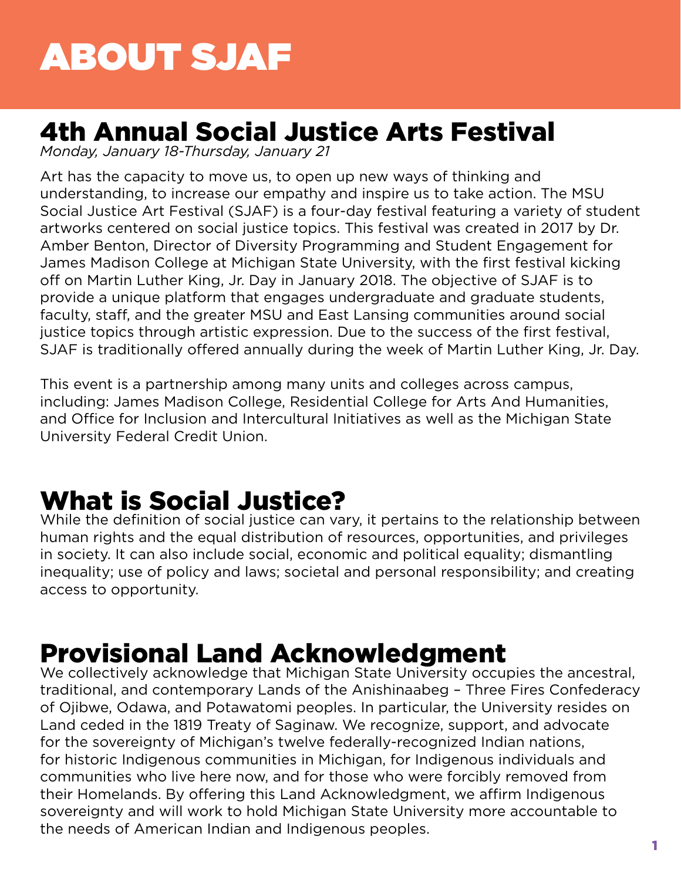# ABOUT SJAF

## 4th Annual Social Justice Arts Festival

*Monday, January 18-Thursday, January 21*

Art has the capacity to move us, to open up new ways of thinking and understanding, to increase our empathy and inspire us to take action. The MSU Social Justice Art Festival (SJAF) is a four-day festival featuring a variety of student artworks centered on social justice topics. This festival was created in 2017 by Dr. Amber Benton, Director of Diversity Programming and Student Engagement for James Madison College at Michigan State University, with the first festival kicking off on Martin Luther King, Jr. Day in January 2018. The objective of SJAF is to provide a unique platform that engages undergraduate and graduate students, faculty, staff, and the greater MSU and East Lansing communities around social justice topics through artistic expression. Due to the success of the first festival, SJAF is traditionally offered annually during the week of Martin Luther King, Jr. Day.

This event is a partnership among many units and colleges across campus, including: James Madison College, Residential College for Arts And Humanities, and Office for Inclusion and Intercultural Initiatives as well as the Michigan State University Federal Credit Union.

## What is Social Justice?

While the definition of social justice can vary, it pertains to the relationship between human rights and the equal distribution of resources, opportunities, and privileges in society. It can also include social, economic and political equality; dismantling inequality; use of policy and laws; societal and personal responsibility; and creating access to opportunity.

## Provisional Land Acknowledgment

We collectively acknowledge that Michigan State University occupies the ancestral, traditional, and contemporary Lands of the Anishinaabeg – Three Fires Confederacy of Ojibwe, Odawa, and Potawatomi peoples. In particular, the University resides on Land ceded in the 1819 Treaty of Saginaw. We recognize, support, and advocate for the sovereignty of Michigan's twelve federally-recognized Indian nations, for historic Indigenous communities in Michigan, for Indigenous individuals and communities who live here now, and for those who were forcibly removed from their Homelands. By offering this Land Acknowledgment, we affirm Indigenous sovereignty and will work to hold Michigan State University more accountable to the needs of American Indian and Indigenous peoples.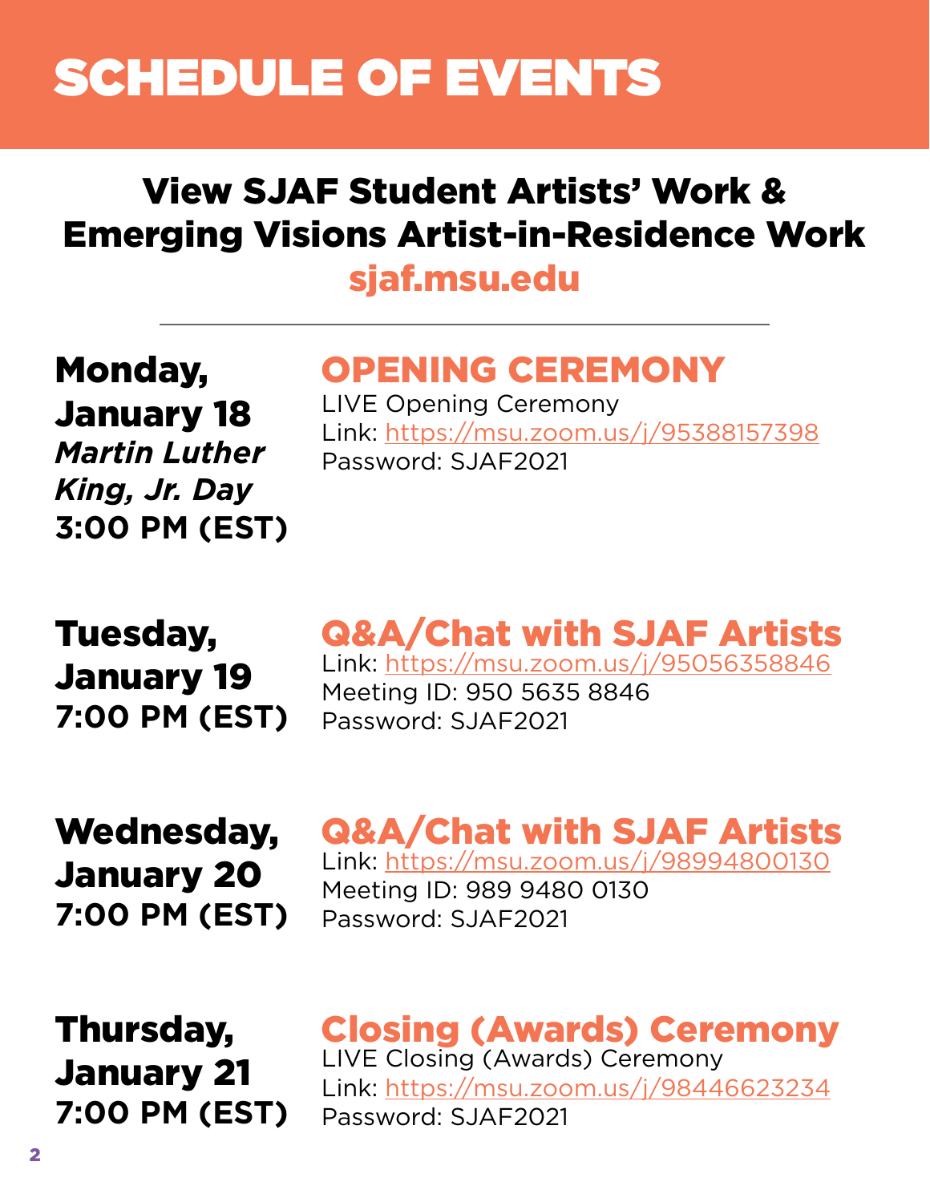# SCHEDULE OF EVENTS

## View SJAF Student Artists' Work & Emerging Visions Artist-in-Residence Work

**sjaf.msu.edu**

---

**Monday, January 18**
***Martin Luther King, Jr. Day***
**3:00 PM (EST)**

### OPENING CEREMONY

LIVE Opening Ceremony
Link: https://msu.zoom.us/j/95388157398
Password: SJAF2021

**Tuesday, January 19**
**7:00 PM (EST)**

### Q&A/Chat with SJAF Artists

Link: https://msu.zoom.us/j/95056358846
Meeting ID: 950 5635 8846
Password: SJAF2021

**Wednesday, January 20**
**7:00 PM (EST)**

### Q&A/Chat with SJAF Artists

Link: https://msu.zoom.us/j/98994800130
Meeting ID: 989 9480 0130
Password: SJAF2021

**Thursday, January 21**
**7:00 PM (EST)**

### Closing (Awards) Ceremony

LIVE Closing (Awards) Ceremony
Link: https://msu.zoom.us/j/98446623234
Password: SJAF2021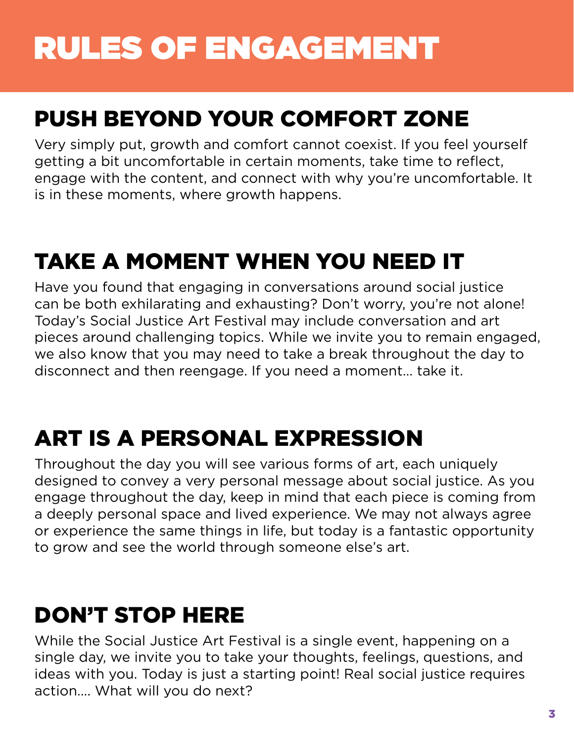# RULES OF ENGAGEMENT

## PUSH BEYOND YOUR COMFORT ZONE

Very simply put, growth and comfort cannot coexist. If you feel yourself getting a bit uncomfortable in certain moments, take time to reflect, engage with the content, and connect with why you're uncomfortable. It is in these moments, where growth happens.

## TAKE A MOMENT WHEN YOU NEED IT

Have you found that engaging in conversations around social justice can be both exhilarating and exhausting? Don't worry, you're not alone! Today's Social Justice Art Festival may include conversation and art pieces around challenging topics. While we invite you to remain engaged, we also know that you may need to take a break throughout the day to disconnect and then reengage. If you need a moment... take it.

## ART IS A PERSONAL EXPRESSION

Throughout the day you will see various forms of art, each uniquely designed to convey a very personal message about social justice. As you engage throughout the day, keep in mind that each piece is coming from a deeply personal space and lived experience. We may not always agree or experience the same things in life, but today is a fantastic opportunity to grow and see the world through someone else's art.

## DON'T STOP HERE

While the Social Justice Art Festival is a single event, happening on a single day, we invite you to take your thoughts, feelings, questions, and ideas with you. Today is just a starting point! Real social justice requires action.... What will you do next?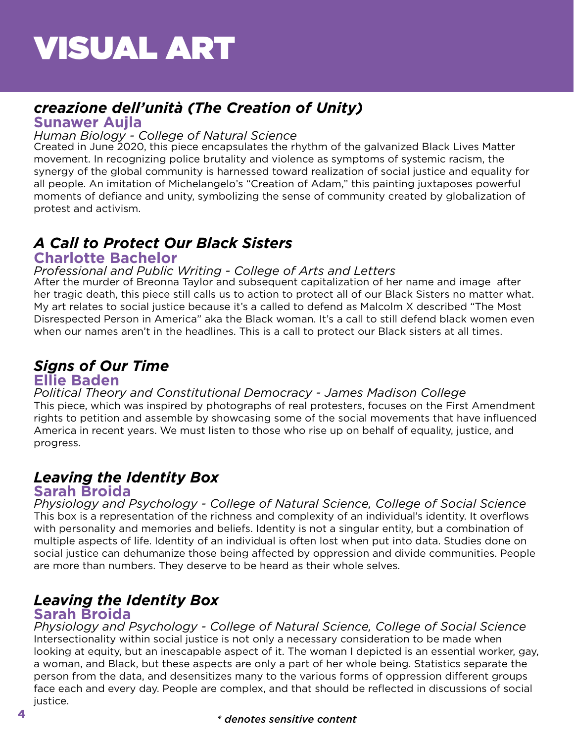# VISUAL ART

### *creazione dell'unità (The Creation of Unity)*

**Sunawer Aujla**

*Human Biology - College of Natural Science*

Created in June 2020, this piece encapsulates the rhythm of the galvanized Black Lives Matter movement. In recognizing police brutality and violence as symptoms of systemic racism, the synergy of the global community is harnessed toward realization of social justice and equality for all people. An imitation of Michelangelo's "Creation of Adam," this painting juxtaposes powerful moments of defiance and unity, symbolizing the sense of community created by globalization of protest and activism.

### *A Call to Protect Our Black Sisters*

**Charlotte Bachelor**

*Professional and Public Writing - College of Arts and Letters*

After the murder of Breonna Taylor and subsequent capitalization of her name and image after her tragic death, this piece still calls us to action to protect all of our Black Sisters no matter what. My art relates to social justice because it's a called to defend as Malcolm X described "The Most Disrespected Person in America" aka the Black woman. It's a call to still defend black women even when our names aren't in the headlines. This is a call to protect our Black sisters at all times.

### *Signs of Our Time*

**Ellie Baden**

*Political Theory and Constitutional Democracy - James Madison College*

This piece, which was inspired by photographs of real protesters, focuses on the First Amendment rights to petition and assemble by showcasing some of the social movements that have influenced America in recent years. We must listen to those who rise up on behalf of equality, justice, and progress.

### *Leaving the Identity Box*

**Sarah Broida**

*Physiology and Psychology - College of Natural Science, College of Social Science*

This box is a representation of the richness and complexity of an individual's identity. It overflows with personality and memories and beliefs. Identity is not a singular entity, but a combination of multiple aspects of life. Identity of an individual is often lost when put into data. Studies done on social justice can dehumanize those being affected by oppression and divide communities. People are more than numbers. They deserve to be heard as their whole selves.

### *Leaving the Identity Box*

**Sarah Broida**

*Physiology and Psychology - College of Natural Science, College of Social Science*

Intersectionality within social justice is not only a necessary consideration to be made when looking at equity, but an inescapable aspect of it. The woman I depicted is an essential worker, gay, a woman, and Black, but these aspects are only a part of her whole being. Statistics separate the person from the data, and desensitizes many to the various forms of oppression different groups face each and every day. People are complex, and that should be reflected in discussions of social justice.

*\* denotes sensitive content*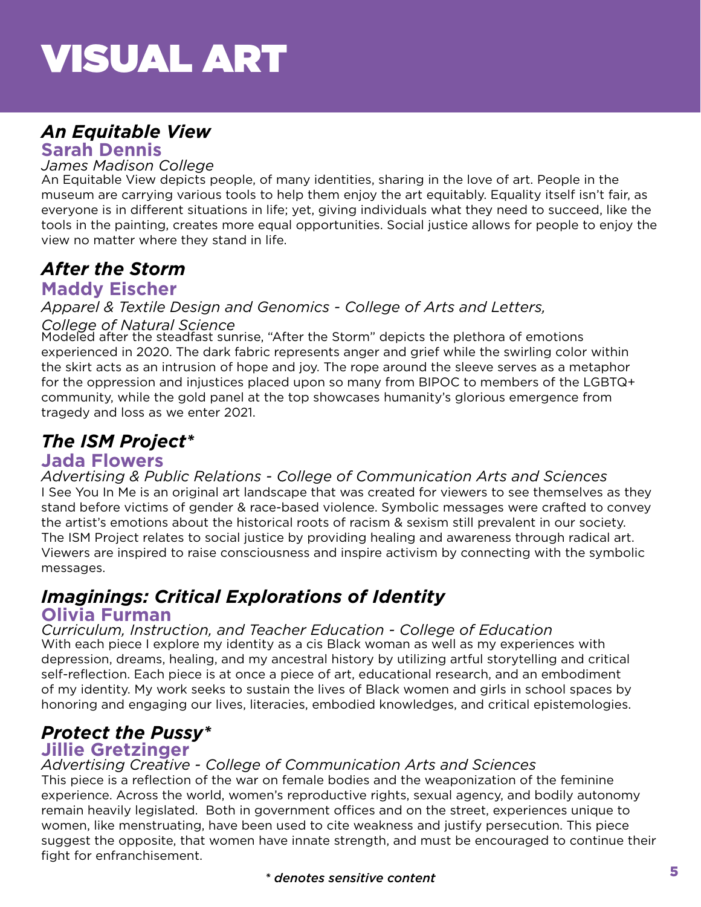# VISUAL ART

## *An Equitable View*

### Sarah Dennis

*James Madison College*

An Equitable View depicts people, of many identities, sharing in the love of art. People in the museum are carrying various tools to help them enjoy the art equitably. Equality itself isn't fair, as everyone is in different situations in life; yet, giving individuals what they need to succeed, like the tools in the painting, creates more equal opportunities. Social justice allows for people to enjoy the view no matter where they stand in life.

## *After the Storm*

### Maddy Eischer

*Apparel & Textile Design and Genomics - College of Arts and Letters, College of Natural Science*

Modeled after the steadfast sunrise, "After the Storm" depicts the plethora of emotions experienced in 2020. The dark fabric represents anger and grief while the swirling color within the skirt acts as an intrusion of hope and joy. The rope around the sleeve serves as a metaphor for the oppression and injustices placed upon so many from BIPOC to members of the LGBTQ+ community, while the gold panel at the top showcases humanity's glorious emergence from tragedy and loss as we enter 2021.

## *The ISM Project**

### Jada Flowers

*Advertising & Public Relations - College of Communication Arts and Sciences*

I See You In Me is an original art landscape that was created for viewers to see themselves as they stand before victims of gender & race-based violence. Symbolic messages were crafted to convey the artist's emotions about the historical roots of racism & sexism still prevalent in our society. The ISM Project relates to social justice by providing healing and awareness through radical art. Viewers are inspired to raise consciousness and inspire activism by connecting with the symbolic messages.

## *Imaginings: Critical Explorations of Identity*

### Olivia Furman

*Curriculum, Instruction, and Teacher Education - College of Education*

With each piece I explore my identity as a cis Black woman as well as my experiences with depression, dreams, healing, and my ancestral history by utilizing artful storytelling and critical self-reflection. Each piece is at once a piece of art, educational research, and an embodiment of my identity. My work seeks to sustain the lives of Black women and girls in school spaces by honoring and engaging our lives, literacies, embodied knowledges, and critical epistemologies.

## *Protect the Pussy**

### Jillie Gretzinger

*Advertising Creative - College of Communication Arts and Sciences*

This piece is a reflection of the war on female bodies and the weaponization of the feminine experience. Across the world, women's reproductive rights, sexual agency, and bodily autonomy remain heavily legislated. Both in government offices and on the street, experiences unique to women, like menstruating, have been used to cite weakness and justify persecution. This piece suggest the opposite, that women have innate strength, and must be encouraged to continue their fight for enfranchisement.

*\* denotes sensitive content*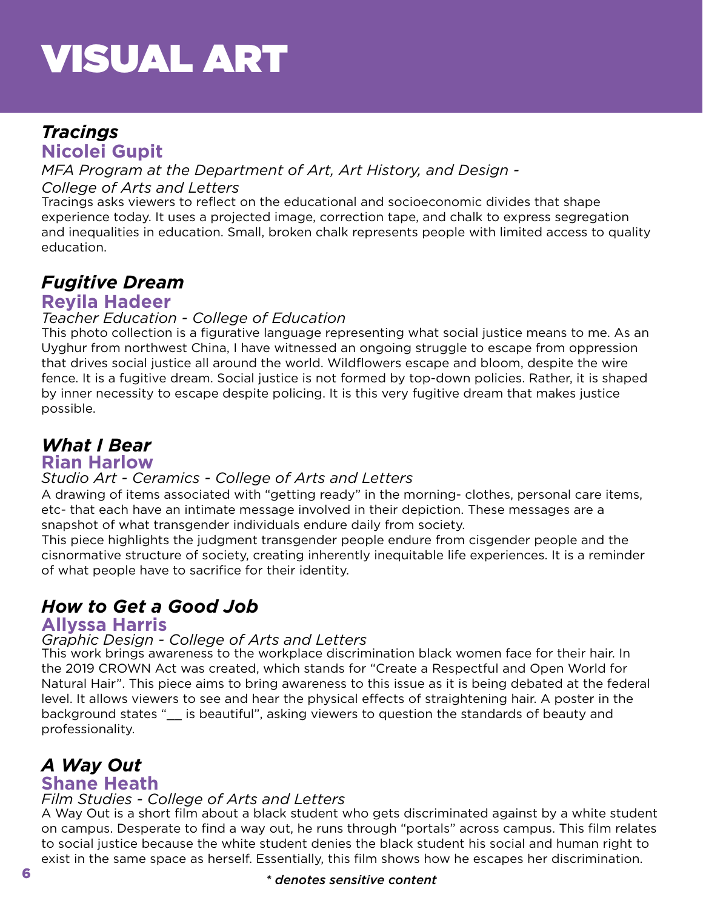# VISUAL ART

### *Tracings*

**Nicolei Gupit**

*MFA Program at the Department of Art, Art History, and Design - College of Arts and Letters*

Tracings asks viewers to reflect on the educational and socioeconomic divides that shape experience today. It uses a projected image, correction tape, and chalk to express segregation and inequalities in education. Small, broken chalk represents people with limited access to quality education.

### *Fugitive Dream*

**Reyila Hadeer**

*Teacher Education - College of Education*

This photo collection is a figurative language representing what social justice means to me. As an Uyghur from northwest China, I have witnessed an ongoing struggle to escape from oppression that drives social justice all around the world. Wildflowers escape and bloom, despite the wire fence. It is a fugitive dream. Social justice is not formed by top-down policies. Rather, it is shaped by inner necessity to escape despite policing. It is this very fugitive dream that makes justice possible.

### *What I Bear*

**Rian Harlow**

*Studio Art - Ceramics - College of Arts and Letters*

A drawing of items associated with "getting ready" in the morning- clothes, personal care items, etc- that each have an intimate message involved in their depiction. These messages are a snapshot of what transgender individuals endure daily from society.

This piece highlights the judgment transgender people endure from cisgender people and the cisnormative structure of society, creating inherently inequitable life experiences. It is a reminder of what people have to sacrifice for their identity.

### *How to Get a Good Job*

**Allyssa Harris**

*Graphic Design - College of Arts and Letters*

This work brings awareness to the workplace discrimination black women face for their hair. In the 2019 CROWN Act was created, which stands for "Create a Respectful and Open World for Natural Hair". This piece aims to bring awareness to this issue as it is being debated at the federal level. It allows viewers to see and hear the physical effects of straightening hair. A poster in the background states "__ is beautiful", asking viewers to question the standards of beauty and professionality.

### *A Way Out*

**Shane Heath**

*Film Studies - College of Arts and Letters*

A Way Out is a short film about a black student who gets discriminated against by a white student on campus. Desperate to find a way out, he runs through "portals" across campus. This film relates to social justice because the white student denies the black student his social and human right to exist in the same space as herself. Essentially, this film shows how he escapes her discrimination.

*\* denotes sensitive content*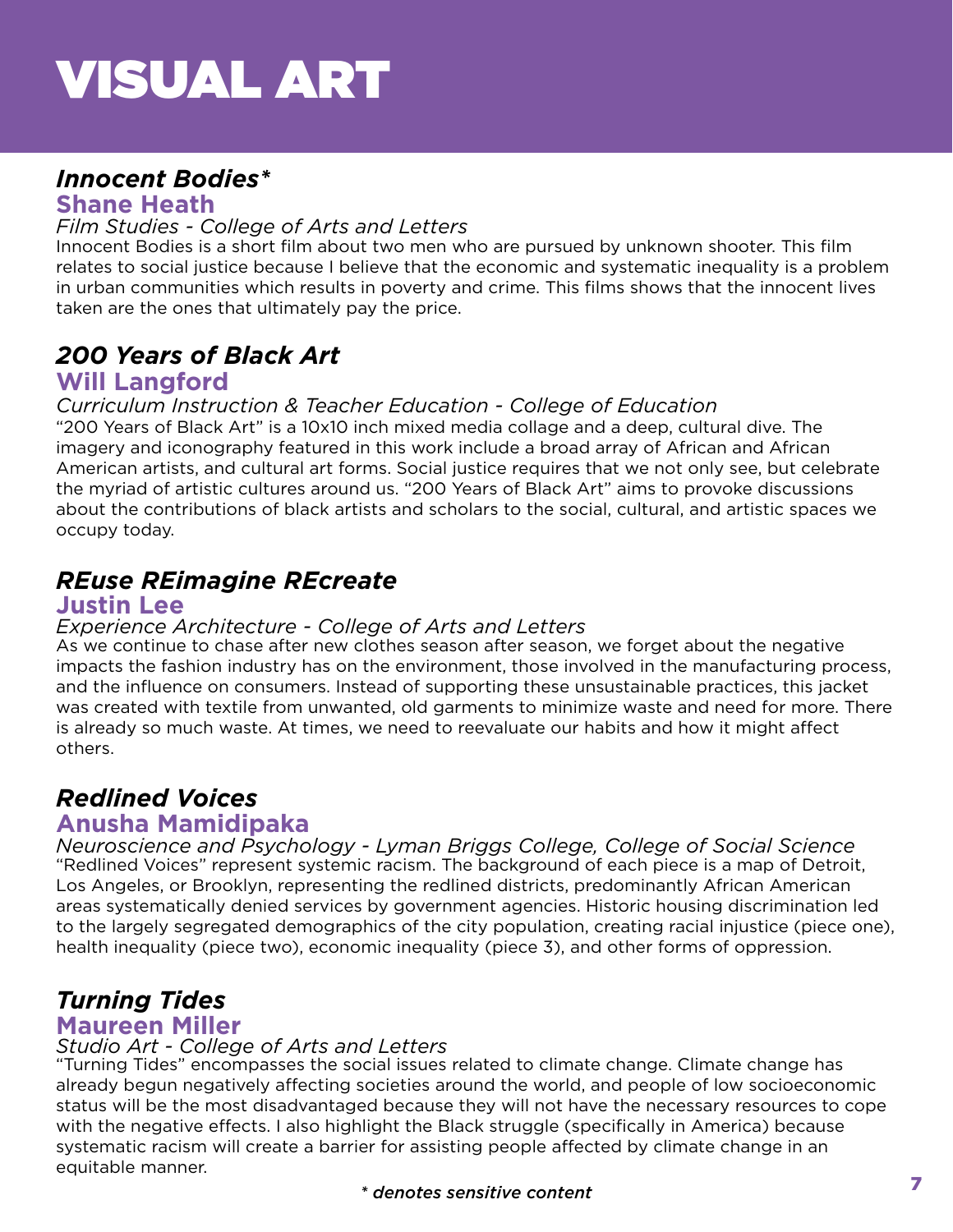# VISUAL ART

### *Innocent Bodies**

**Shane Heath**

*Film Studies - College of Arts and Letters*

Innocent Bodies is a short film about two men who are pursued by unknown shooter. This film relates to social justice because I believe that the economic and systematic inequality is a problem in urban communities which results in poverty and crime. This films shows that the innocent lives taken are the ones that ultimately pay the price.

### *200 Years of Black Art*

**Will Langford**

*Curriculum Instruction & Teacher Education - College of Education*

“200 Years of Black Art” is a 10x10 inch mixed media collage and a deep, cultural dive. The imagery and iconography featured in this work include a broad array of African and African American artists, and cultural art forms. Social justice requires that we not only see, but celebrate the myriad of artistic cultures around us. “200 Years of Black Art” aims to provoke discussions about the contributions of black artists and scholars to the social, cultural, and artistic spaces we occupy today.

### *REuse REimagine REcreate*

**Justin Lee**

*Experience Architecture - College of Arts and Letters*

As we continue to chase after new clothes season after season, we forget about the negative impacts the fashion industry has on the environment, those involved in the manufacturing process, and the influence on consumers. Instead of supporting these unsustainable practices, this jacket was created with textile from unwanted, old garments to minimize waste and need for more. There is already so much waste. At times, we need to reevaluate our habits and how it might affect others.

### *Redlined Voices*

**Anusha Mamidipaka**

*Neuroscience and Psychology - Lyman Briggs College, College of Social Science*

“Redlined Voices” represent systemic racism. The background of each piece is a map of Detroit, Los Angeles, or Brooklyn, representing the redlined districts, predominantly African American areas systematically denied services by government agencies. Historic housing discrimination led to the largely segregated demographics of the city population, creating racial injustice (piece one), health inequality (piece two), economic inequality (piece 3), and other forms of oppression.

### *Turning Tides*

**Maureen Miller**

*Studio Art - College of Arts and Letters*

“Turning Tides” encompasses the social issues related to climate change. Climate change has already begun negatively affecting societies around the world, and people of low socioeconomic status will be the most disadvantaged because they will not have the necessary resources to cope with the negative effects. I also highlight the Black struggle (specifically in America) because systematic racism will create a barrier for assisting people affected by climate change in an equitable manner.

*\* denotes sensitive content*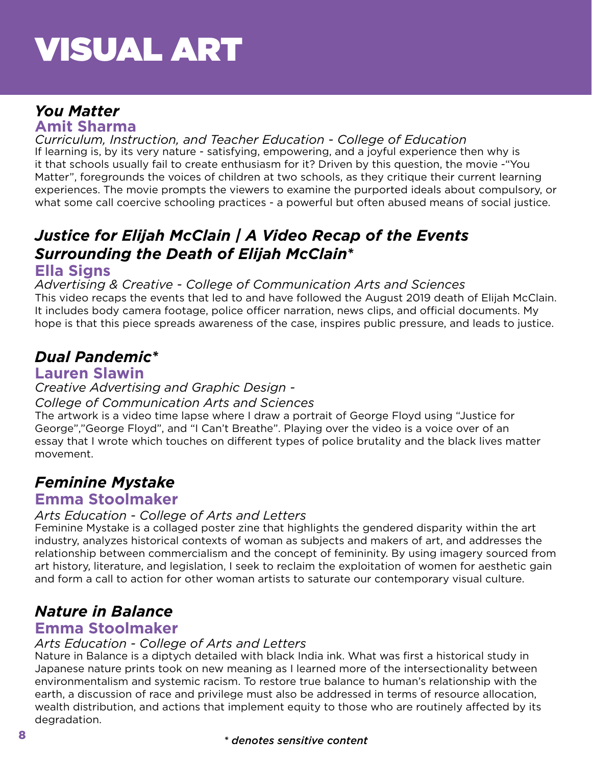# VISUAL ART

### *You Matter*

**Amit Sharma**

*Curriculum, Instruction, and Teacher Education - College of Education*

If learning is, by its very nature - satisfying, empowering, and a joyful experience then why is it that schools usually fail to create enthusiasm for it? Driven by this question, the movie -"You Matter", foregrounds the voices of children at two schools, as they critique their current learning experiences. The movie prompts the viewers to examine the purported ideals about compulsory, or what some call coercive schooling practices - a powerful but often abused means of social justice.

### *Justice for Elijah McClain | A Video Recap of the Events Surrounding the Death of Elijah McClain**

**Ella Signs**

*Advertising & Creative - College of Communication Arts and Sciences*

This video recaps the events that led to and have followed the August 2019 death of Elijah McClain. It includes body camera footage, police officer narration, news clips, and official documents. My hope is that this piece spreads awareness of the case, inspires public pressure, and leads to justice.

### *Dual Pandemic**

**Lauren Slawin**

*Creative Advertising and Graphic Design - College of Communication Arts and Sciences*

The artwork is a video time lapse where I draw a portrait of George Floyd using "Justice for George","George Floyd", and "I Can't Breathe". Playing over the video is a voice over of an essay that I wrote which touches on different types of police brutality and the black lives matter movement.

### *Feminine Mystake*

**Emma Stoolmaker**

*Arts Education - College of Arts and Letters*

Feminine Mystake is a collaged poster zine that highlights the gendered disparity within the art industry, analyzes historical contexts of woman as subjects and makers of art, and addresses the relationship between commercialism and the concept of femininity. By using imagery sourced from art history, literature, and legislation, I seek to reclaim the exploitation of women for aesthetic gain and form a call to action for other woman artists to saturate our contemporary visual culture.

### *Nature in Balance*

**Emma Stoolmaker**

*Arts Education - College of Arts and Letters*

Nature in Balance is a diptych detailed with black India ink. What was first a historical study in Japanese nature prints took on new meaning as I learned more of the intersectionality between environmentalism and systemic racism. To restore true balance to human's relationship with the earth, a discussion of race and privilege must also be addressed in terms of resource allocation, wealth distribution, and actions that implement equity to those who are routinely affected by its degradation.

*\* denotes sensitive content*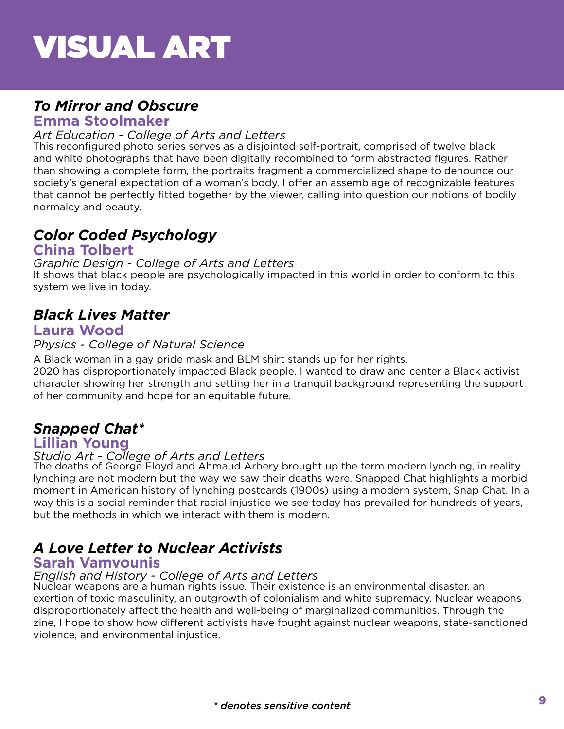# VISUAL ART

## *To Mirror and Obscure*

### Emma Stoolmaker

*Art Education - College of Arts and Letters*

This reconfigured photo series serves as a disjointed self-portrait, comprised of twelve black and white photographs that have been digitally recombined to form abstracted figures. Rather than showing a complete form, the portraits fragment a commercialized shape to denounce our society's general expectation of a woman's body. I offer an assemblage of recognizable features that cannot be perfectly fitted together by the viewer, calling into question our notions of bodily normalcy and beauty.

## *Color Coded Psychology*

### China Tolbert

*Graphic Design - College of Arts and Letters*

It shows that black people are psychologically impacted in this world in order to conform to this system we live in today.

## *Black Lives Matter*

### Laura Wood

*Physics - College of Natural Science*

A Black woman in a gay pride mask and BLM shirt stands up for her rights.

2020 has disproportionately impacted Black people. I wanted to draw and center a Black activist character showing her strength and setting her in a tranquil background representing the support of her community and hope for an equitable future.

## *Snapped Chat**

### Lillian Young

*Studio Art - College of Arts and Letters*

The deaths of George Floyd and Ahmaud Arbery brought up the term modern lynching, in reality lynching are not modern but the way we saw their deaths were. Snapped Chat highlights a morbid moment in American history of lynching postcards (1900s) using a modern system, Snap Chat. In a way this is a social reminder that racial injustice we see today has prevailed for hundreds of years, but the methods in which we interact with them is modern.

## *A Love Letter to Nuclear Activists*

### Sarah Vamvounis

*English and History - College of Arts and Letters*

Nuclear weapons are a human rights issue. Their existence is an environmental disaster, an exertion of toxic masculinity, an outgrowth of colonialism and white supremacy. Nuclear weapons disproportionately affect the health and well-being of marginalized communities. Through the zine, I hope to show how different activists have fought against nuclear weapons, state-sanctioned violence, and environmental injustice.

*\* denotes sensitive content*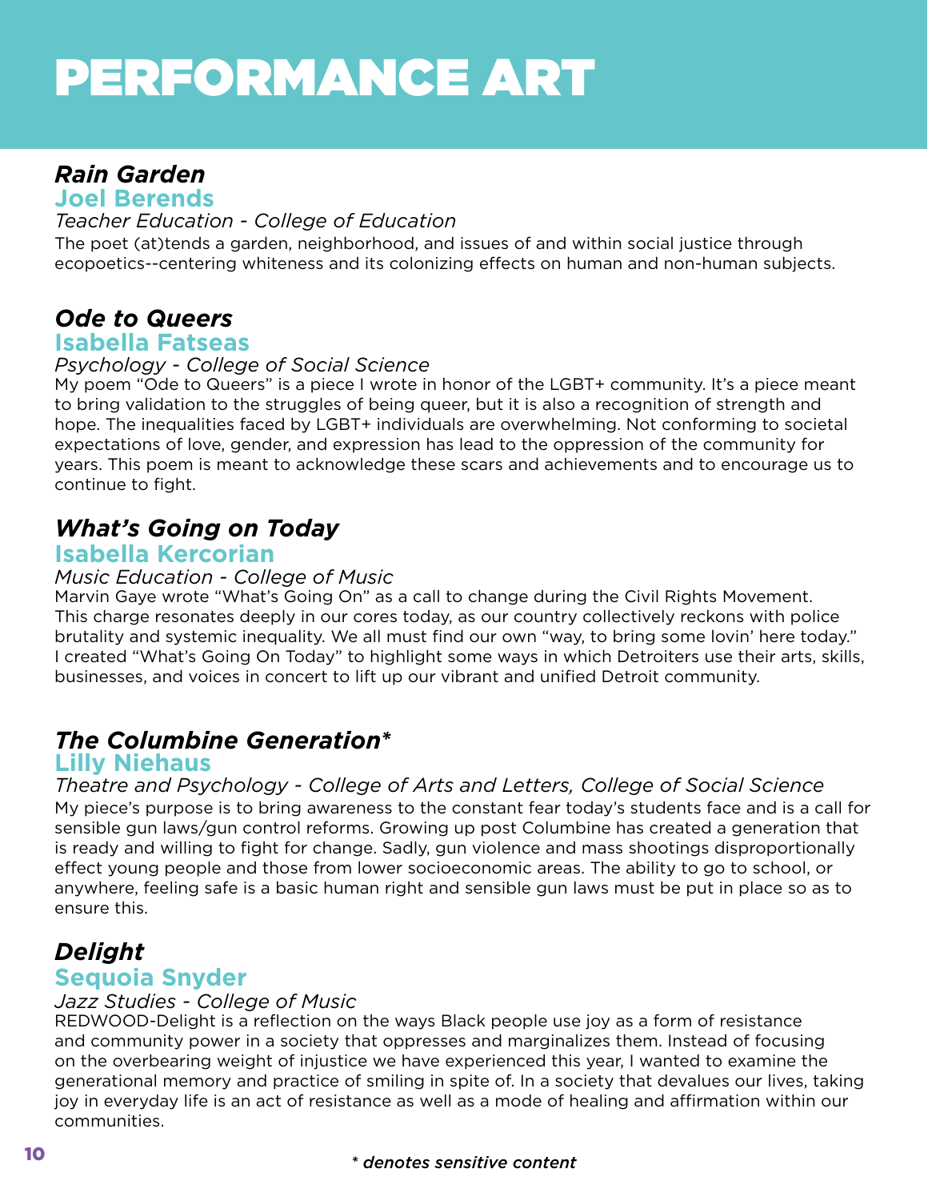# PERFORMANCE ART

### *Rain Garden*

**Joel Berends**

*Teacher Education - College of Education*

The poet (at)tends a garden, neighborhood, and issues of and within social justice through ecopoetics--centering whiteness and its colonizing effects on human and non-human subjects.

### *Ode to Queers*

**Isabella Fatseas**

*Psychology - College of Social Science*

My poem “Ode to Queers” is a piece I wrote in honor of the LGBT+ community. It’s a piece meant to bring validation to the struggles of being queer, but it is also a recognition of strength and hope. The inequalities faced by LGBT+ individuals are overwhelming. Not conforming to societal expectations of love, gender, and expression has lead to the oppression of the community for years. This poem is meant to acknowledge these scars and achievements and to encourage us to continue to fight.

### *What’s Going on Today*

**Isabella Kercorian**

*Music Education - College of Music*

Marvin Gaye wrote “What’s Going On” as a call to change during the Civil Rights Movement. This charge resonates deeply in our cores today, as our country collectively reckons with police brutality and systemic inequality. We all must find our own “way, to bring some lovin’ here today.” I created “What’s Going On Today” to highlight some ways in which Detroiters use their arts, skills, businesses, and voices in concert to lift up our vibrant and unified Detroit community.

### *The Columbine Generation**

**Lilly Niehaus**

*Theatre and Psychology - College of Arts and Letters, College of Social Science*

My piece’s purpose is to bring awareness to the constant fear today’s students face and is a call for sensible gun laws/gun control reforms. Growing up post Columbine has created a generation that is ready and willing to fight for change. Sadly, gun violence and mass shootings disproportionally effect young people and those from lower socioeconomic areas. The ability to go to school, or anywhere, feeling safe is a basic human right and sensible gun laws must be put in place so as to ensure this.

### *Delight*

**Sequoia Snyder**

*Jazz Studies - College of Music*

REDWOOD-Delight is a reflection on the ways Black people use joy as a form of resistance and community power in a society that oppresses and marginalizes them. Instead of focusing on the overbearing weight of injustice we have experienced this year, I wanted to examine the generational memory and practice of smiling in spite of. In a society that devalues our lives, taking joy in everyday life is an act of resistance as well as a mode of healing and affirmation within our communities.

*\* denotes sensitive content*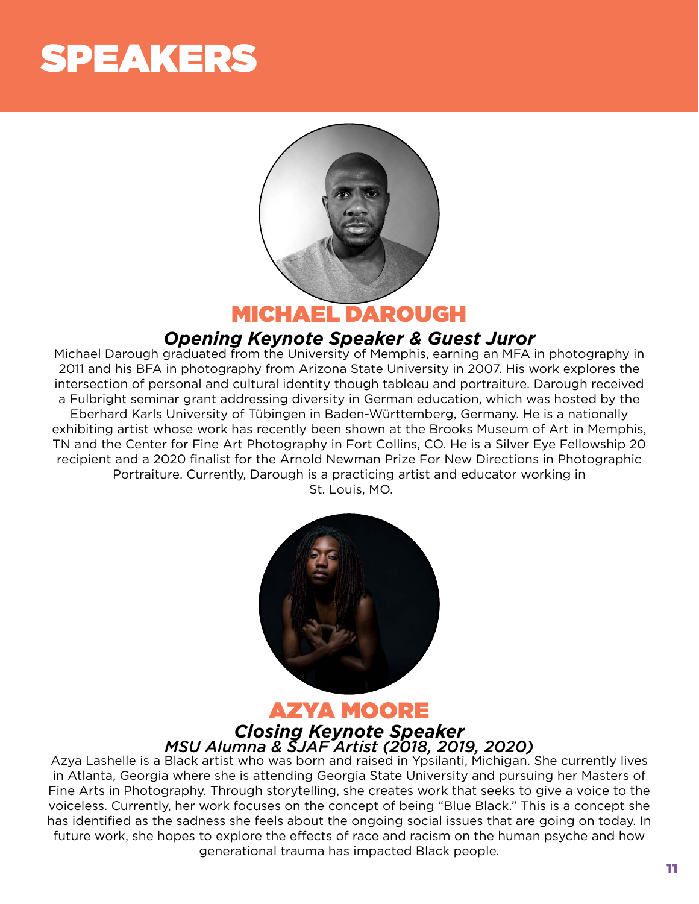# SPEAKERS

## MICHAEL DAROUGH

***Opening Keynote Speaker & Guest Juror***

Michael Darough graduated from the University of Memphis, earning an MFA in photography in 2011 and his BFA in photography from Arizona State University in 2007. His work explores the intersection of personal and cultural identity though tableau and portraiture. Darough received a Fulbright seminar grant addressing diversity in German education, which was hosted by the Eberhard Karls University of Tübingen in Baden-Württemberg, Germany. He is a nationally exhibiting artist whose work has recently been shown at the Brooks Museum of Art in Memphis, TN and the Center for Fine Art Photography in Fort Collins, CO. He is a Silver Eye Fellowship 20 recipient and a 2020 finalist for the Arnold Newman Prize For New Directions in Photographic Portraiture. Currently, Darough is a practicing artist and educator working in St. Louis, MO.

## AZYA MOORE

***Closing Keynote Speaker***

*MSU Alumna & SJAF Artist (2018, 2019, 2020)*

Azya Lashelle is a Black artist who was born and raised in Ypsilanti, Michigan. She currently lives in Atlanta, Georgia where she is attending Georgia State University and pursuing her Masters of Fine Arts in Photography. Through storytelling, she creates work that seeks to give a voice to the voiceless. Currently, her work focuses on the concept of being "Blue Black." This is a concept she has identified as the sadness she feels about the ongoing social issues that are going on today. In future work, she hopes to explore the effects of race and racism on the human psyche and how generational trauma has impacted Black people.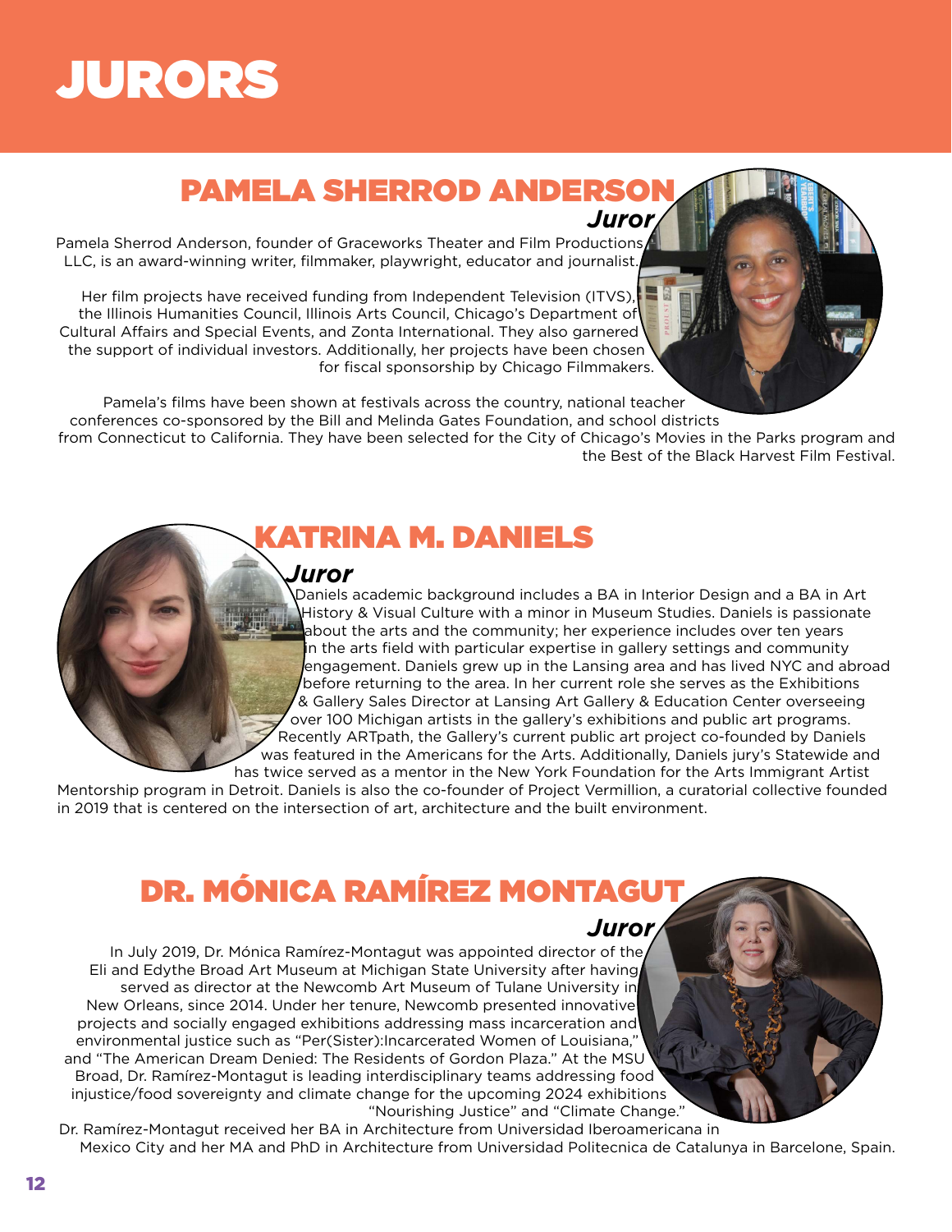# JURORS

## PAMELA SHERROD ANDERSON

***Juror***

Pamela Sherrod Anderson, founder of Graceworks Theater and Film Productions LLC, is an award-winning writer, filmmaker, playwright, educator and journalist.

Her film projects have received funding from Independent Television (ITVS), the Illinois Humanities Council, Illinois Arts Council, Chicago's Department of Cultural Affairs and Special Events, and Zonta International. They also garnered the support of individual investors. Additionally, her projects have been chosen for fiscal sponsorship by Chicago Filmmakers.

Pamela's films have been shown at festivals across the country, national teacher conferences co-sponsored by the Bill and Melinda Gates Foundation, and school districts from Connecticut to California. They have been selected for the City of Chicago's Movies in the Parks program and the Best of the Black Harvest Film Festival.

## KATRINA M. DANIELS

***Juror***

Daniels academic background includes a BA in Interior Design and a BA in Art History & Visual Culture with a minor in Museum Studies. Daniels is passionate about the arts and the community; her experience includes over ten years in the arts field with particular expertise in gallery settings and community engagement. Daniels grew up in the Lansing area and has lived NYC and abroad before returning to the area. In her current role she serves as the Exhibitions & Gallery Sales Director at Lansing Art Gallery & Education Center overseeing over 100 Michigan artists in the gallery's exhibitions and public art programs. Recently ARTpath, the Gallery's current public art project co-founded by Daniels was featured in the Americans for the Arts. Additionally, Daniels jury's Statewide and has twice served as a mentor in the New York Foundation for the Arts Immigrant Artist Mentorship program in Detroit. Daniels is also the co-founder of Project Vermillion, a curatorial collective founded in 2019 that is centered on the intersection of art, architecture and the built environment.

## DR. MÓNICA RAMÍREZ MONTAGUT

***Juror***

In July 2019, Dr. Mónica Ramírez-Montagut was appointed director of the Eli and Edythe Broad Art Museum at Michigan State University after having served as director at the Newcomb Art Museum of Tulane University in New Orleans, since 2014. Under her tenure, Newcomb presented innovative projects and socially engaged exhibitions addressing mass incarceration and environmental justice such as "Per(Sister):Incarcerated Women of Louisiana," and "The American Dream Denied: The Residents of Gordon Plaza." At the MSU Broad, Dr. Ramírez-Montagut is leading interdisciplinary teams addressing food injustice/food sovereignty and climate change for the upcoming 2024 exhibitions "Nourishing Justice" and "Climate Change."

Dr. Ramírez-Montagut received her BA in Architecture from Universidad Iberoamericana in Mexico City and her MA and PhD in Architecture from Universidad Politecnica de Catalunya in Barcelone, Spain.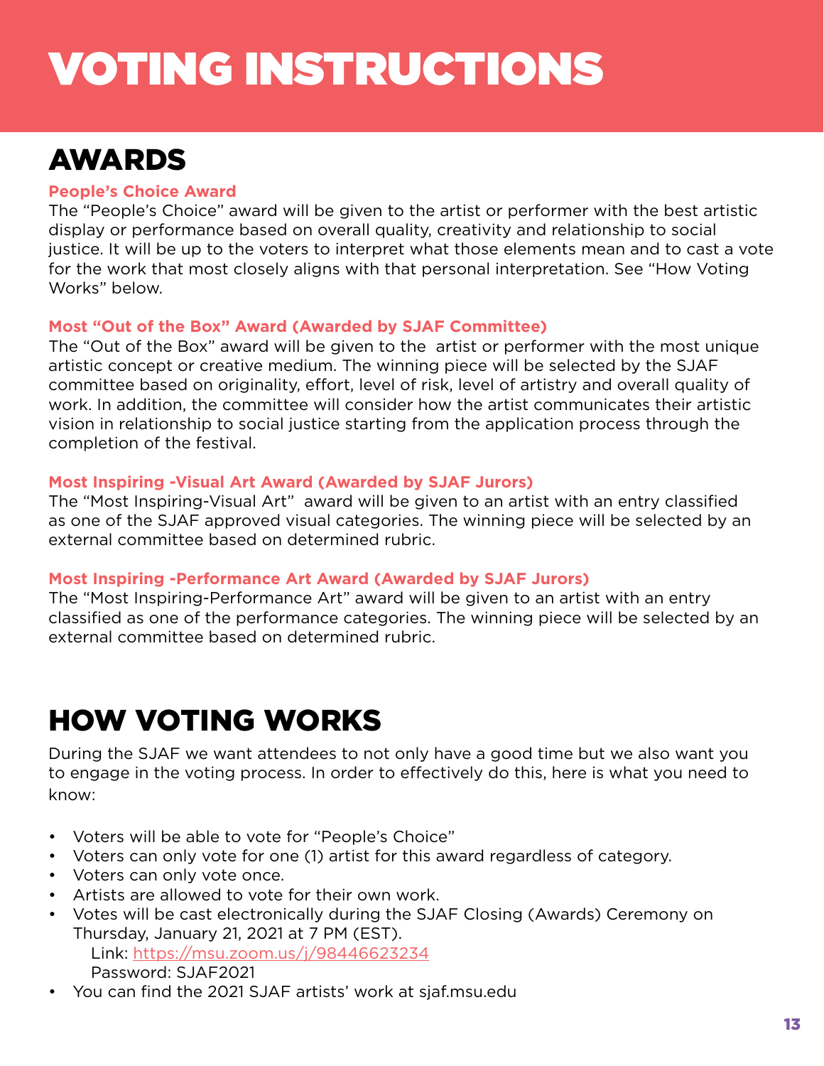# VOTING INSTRUCTIONS

## AWARDS

**People's Choice Award**

The "People's Choice" award will be given to the artist or performer with the best artistic display or performance based on overall quality, creativity and relationship to social justice. It will be up to the voters to interpret what those elements mean and to cast a vote for the work that most closely aligns with that personal interpretation. See "How Voting Works" below.

**Most "Out of the Box" Award (Awarded by SJAF Committee)**

The "Out of the Box" award will be given to the artist or performer with the most unique artistic concept or creative medium. The winning piece will be selected by the SJAF committee based on originality, effort, level of risk, level of artistry and overall quality of work. In addition, the committee will consider how the artist communicates their artistic vision in relationship to social justice starting from the application process through the completion of the festival.

**Most Inspiring -Visual Art Award (Awarded by SJAF Jurors)**

The "Most Inspiring-Visual Art" award will be given to an artist with an entry classified as one of the SJAF approved visual categories. The winning piece will be selected by an external committee based on determined rubric.

**Most Inspiring -Performance Art Award (Awarded by SJAF Jurors)**

The "Most Inspiring-Performance Art" award will be given to an artist with an entry classified as one of the performance categories. The winning piece will be selected by an external committee based on determined rubric.

## HOW VOTING WORKS

During the SJAF we want attendees to not only have a good time but we also want you to engage in the voting process. In order to effectively do this, here is what you need to know:

- Voters will be able to vote for "People's Choice"
- Voters can only vote for one (1) artist for this award regardless of category.
- Voters can only vote once.
- Artists are allowed to vote for their own work.
- Votes will be cast electronically during the SJAF Closing (Awards) Ceremony on Thursday, January 21, 2021 at 7 PM (EST).
  Link: https://msu.zoom.us/j/98446623234
  Password: SJAF2021
- You can find the 2021 SJAF artists' work at sjaf.msu.edu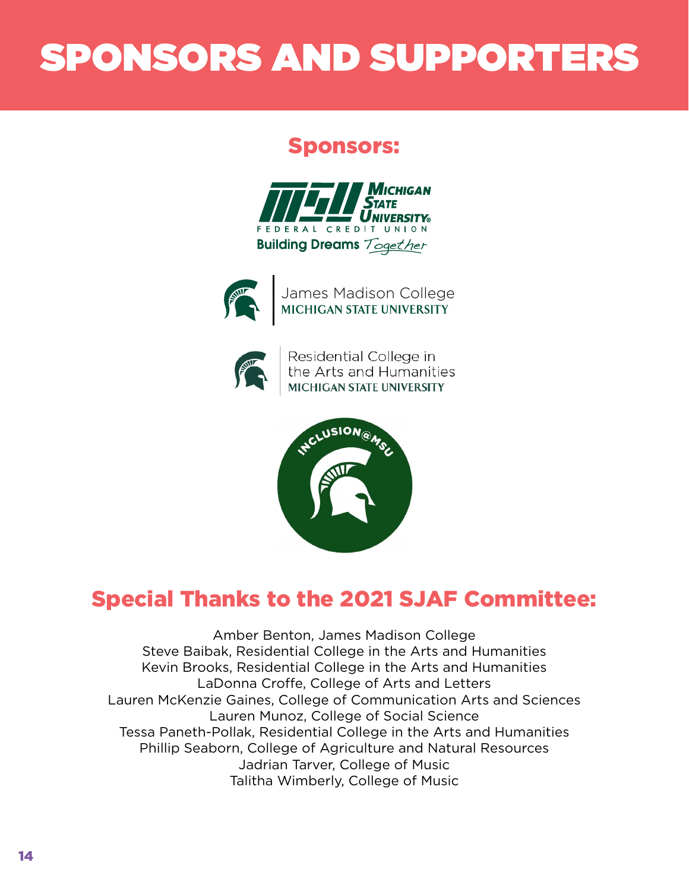# SPONSORS AND SUPPORTERS

## Sponsors:

MSU Michigan State University Federal Credit Union
Building Dreams Together

James Madison College
MICHIGAN STATE UNIVERSITY

Residential College in the Arts and Humanities
MICHIGAN STATE UNIVERSITY

INCLUSION@MSU

## Special Thanks to the 2021 SJAF Committee:

Amber Benton, James Madison College
Steve Baibak, Residential College in the Arts and Humanities
Kevin Brooks, Residential College in the Arts and Humanities
LaDonna Croffe, College of Arts and Letters
Lauren McKenzie Gaines, College of Communication Arts and Sciences
Lauren Munoz, College of Social Science
Tessa Paneth-Pollak, Residential College in the Arts and Humanities
Phillip Seaborn, College of Agriculture and Natural Resources
Jadrian Tarver, College of Music
Talitha Wimberly, College of Music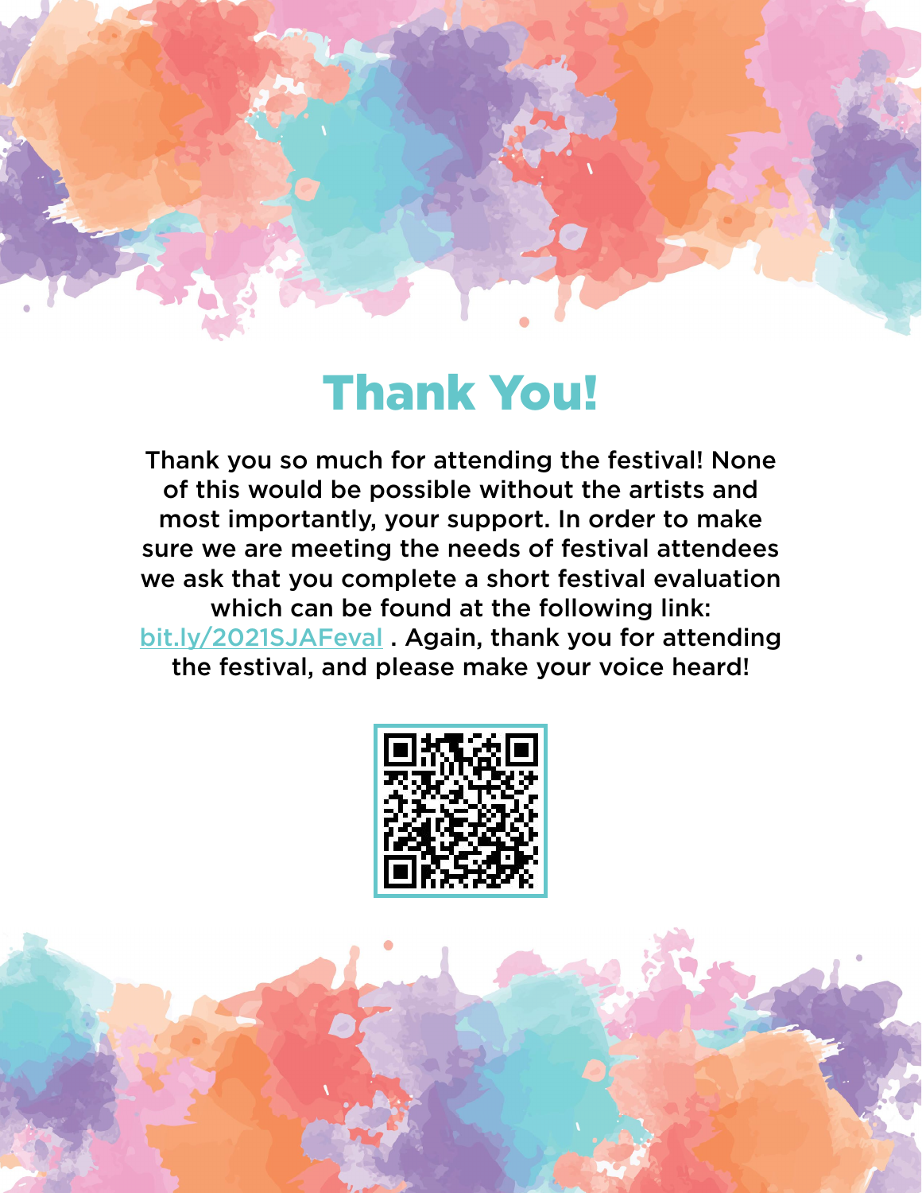# Thank You!

Thank you so much for attending the festival! None of this would be possible without the artists and most importantly, your support. In order to make sure we are meeting the needs of festival attendees we ask that you complete a short festival evaluation which can be found at the following link: bit.ly/2021SJAFeval . Again, thank you for attending the festival, and please make your voice heard!